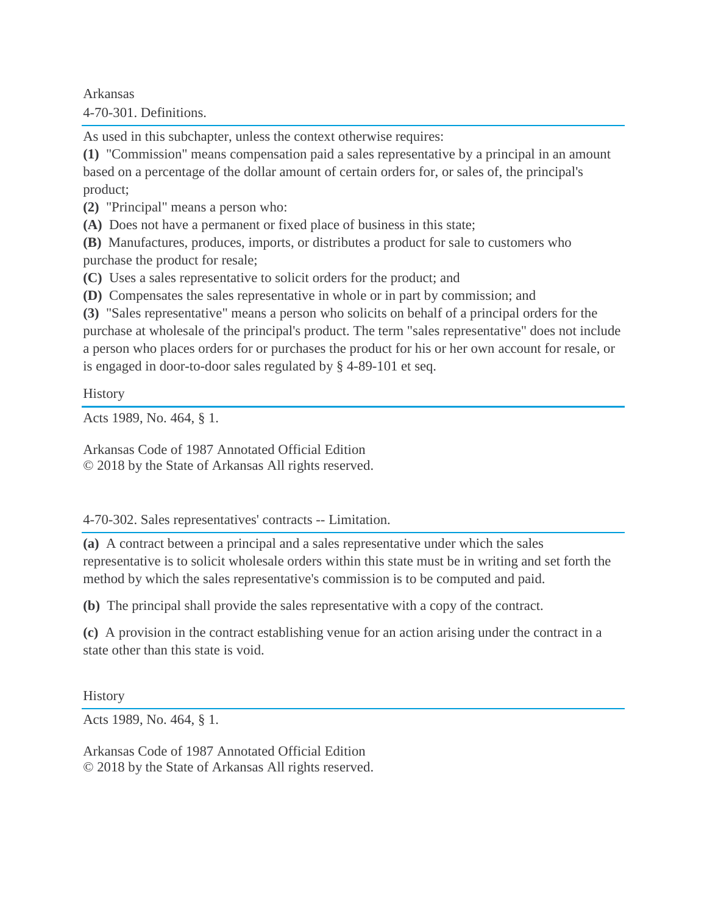Arkansas

## 4-70-301. Definitions.

As used in this subchapter, unless the context otherwise requires:

**(1)** "Commission" means compensation paid a sales representative by a principal in an amount based on a percentage of the dollar amount of certain orders for, or sales of, the principal's product;

**(2)** "Principal" means a person who:

**(A)** Does not have a permanent or fixed place of business in this state;

**(B)** Manufactures, produces, imports, or distributes a product for sale to customers who purchase the product for resale;

**(C)** Uses a sales representative to solicit orders for the product; and

**(D)** Compensates the sales representative in whole or in part by commission; and

**(3)** "Sales representative" means a person who solicits on behalf of a principal orders for the purchase at wholesale of the principal's product. The term "sales representative" does not include a person who places orders for or purchases the product for his or her own account for resale, or is engaged in door-to-door sales regulated by § 4-89-101 et seq.

### History

Acts 1989, No. 464, § 1.

Arkansas Code of 1987 Annotated Official Edition
© 2018 by the State of Arkansas All rights reserved.

## 4-70-302. Sales representatives' contracts -- Limitation.

**(a)** A contract between a principal and a sales representative under which the sales representative is to solicit wholesale orders within this state must be in writing and set forth the method by which the sales representative's commission is to be computed and paid.

**(b)** The principal shall provide the sales representative with a copy of the contract.

**(c)** A provision in the contract establishing venue for an action arising under the contract in a state other than this state is void.

### History

Acts 1989, No. 464, § 1.

Arkansas Code of 1987 Annotated Official Edition
© 2018 by the State of Arkansas All rights reserved.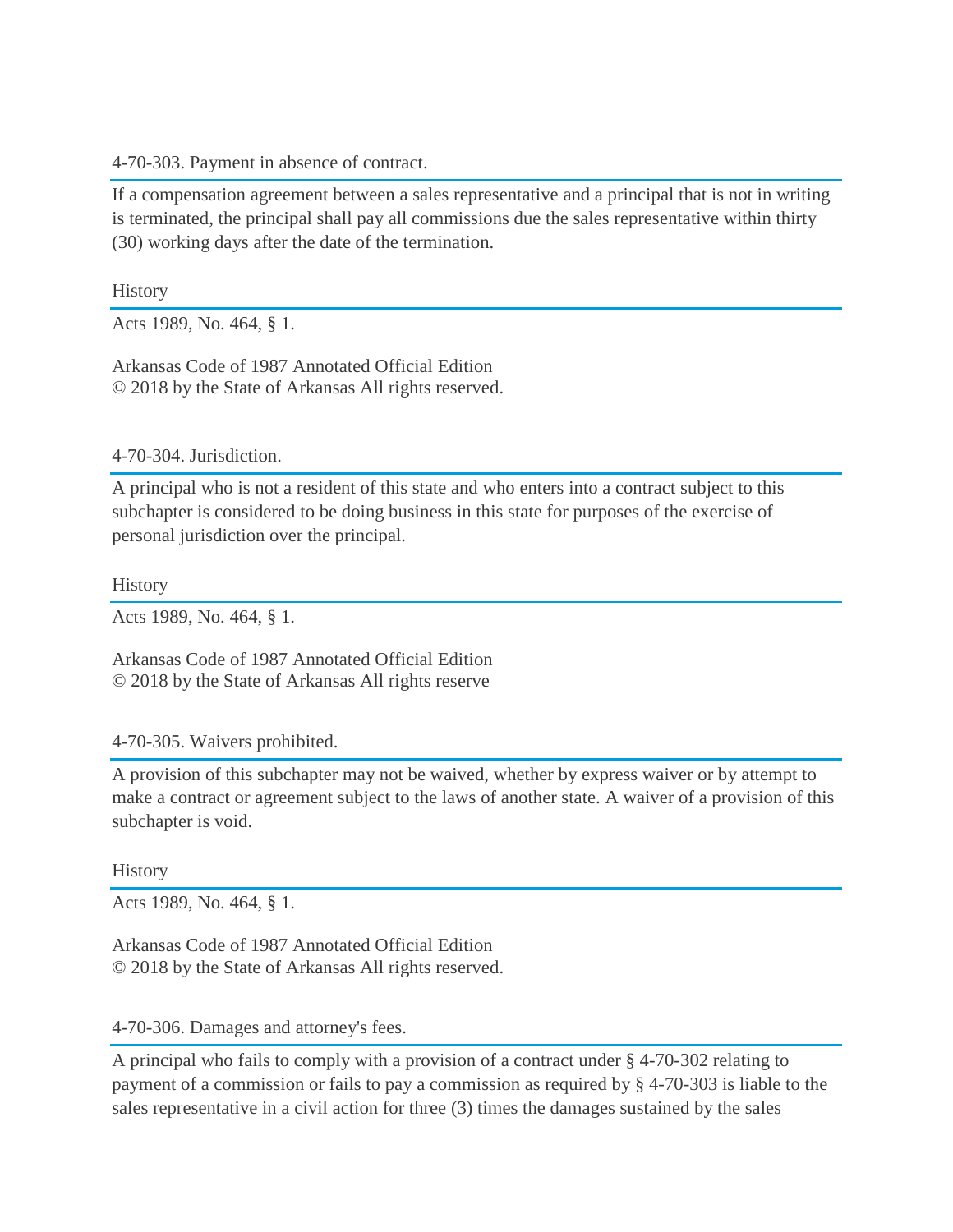4-70-303. Payment in absence of contract.

If a compensation agreement between a sales representative and a principal that is not in writing is terminated, the principal shall pay all commissions due the sales representative within thirty (30) working days after the date of the termination.

History

Acts 1989, No. 464, § 1.

Arkansas Code of 1987 Annotated Official Edition
© 2018 by the State of Arkansas All rights reserved.

4-70-304. Jurisdiction.

A principal who is not a resident of this state and who enters into a contract subject to this subchapter is considered to be doing business in this state for purposes of the exercise of personal jurisdiction over the principal.

History

Acts 1989, No. 464, § 1.

Arkansas Code of 1987 Annotated Official Edition
© 2018 by the State of Arkansas All rights reserve

4-70-305. Waivers prohibited.

A provision of this subchapter may not be waived, whether by express waiver or by attempt to make a contract or agreement subject to the laws of another state. A waiver of a provision of this subchapter is void.

History

Acts 1989, No. 464, § 1.

Arkansas Code of 1987 Annotated Official Edition
© 2018 by the State of Arkansas All rights reserved.

4-70-306. Damages and attorney's fees.

A principal who fails to comply with a provision of a contract under § 4-70-302 relating to payment of a commission or fails to pay a commission as required by § 4-70-303 is liable to the sales representative in a civil action for three (3) times the damages sustained by the sales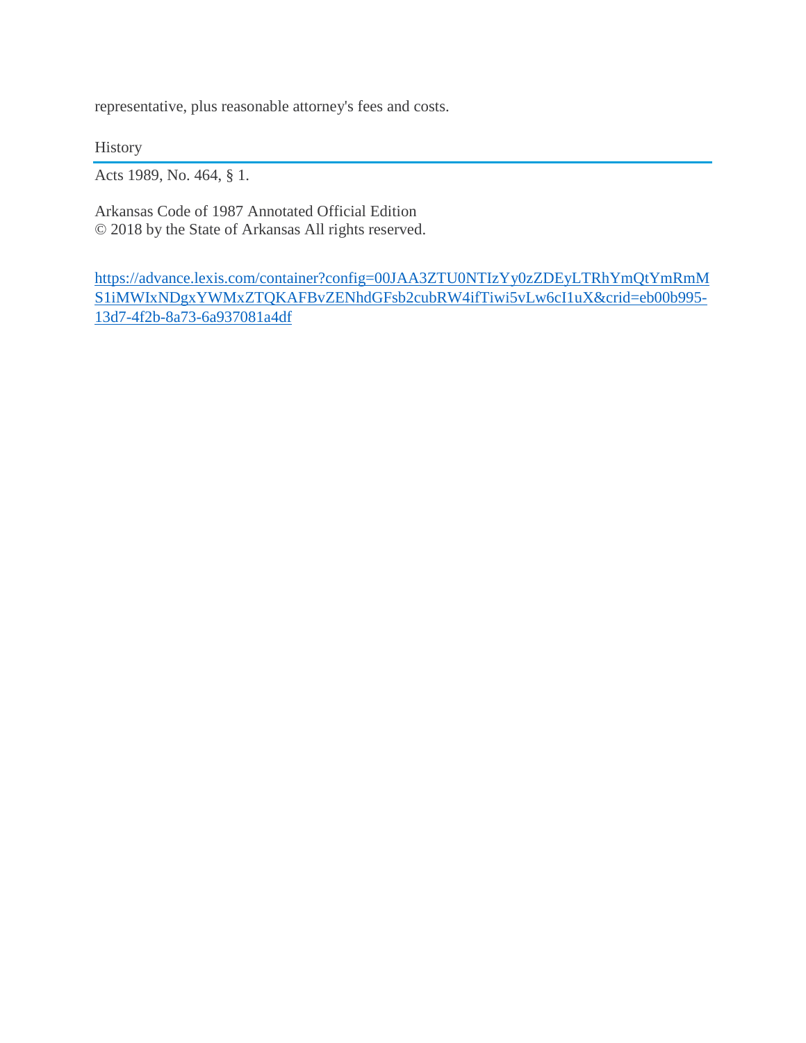representative, plus reasonable attorney's fees and costs.

History

Acts 1989, No. 464, § 1.

Arkansas Code of 1987 Annotated Official Edition
© 2018 by the State of Arkansas All rights reserved.

https://advance.lexis.com/container?config=00JAA3ZTU0NTIzYy0zZDEyLTRhYmQtYmRmMS1iMWIxNDgxYWMxZTQKAFBvZENhdGFsb2cubRW4ifTiwi5vLw6cI1uX&crid=eb00b995-13d7-4f2b-8a73-6a937081a4df